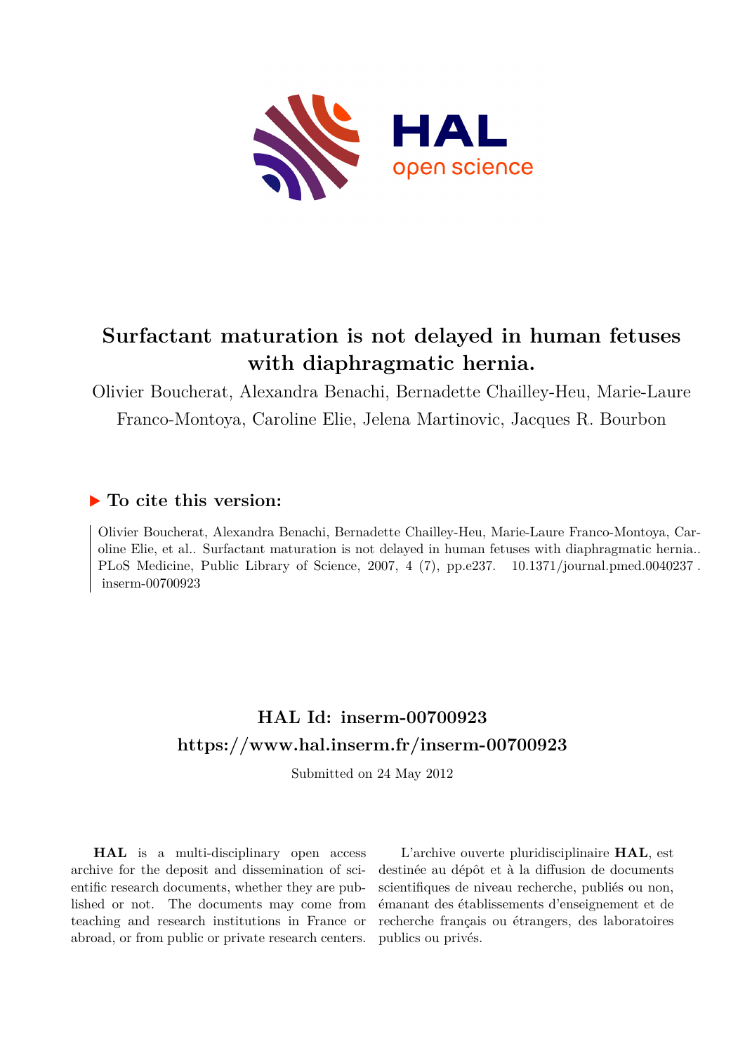# Surfactant maturation is not delayed in human fetuses with diaphragmatic hernia.

Olivier Boucherat, Alexandra Benachi, Bernadette Chailley-Heu, Marie-Laure Franco-Montoya, Caroline Elie, Jelena Martinovic, Jacques R. Bourbon

## ▶ To cite this version:

Olivier Boucherat, Alexandra Benachi, Bernadette Chailley-Heu, Marie-Laure Franco-Montoya, Caroline Elie, et al.. Surfactant maturation is not delayed in human fetuses with diaphragmatic hernia.. PLoS Medicine, Public Library of Science, 2007, 4 (7), pp.e237. 10.1371/journal.pmed.0040237 . inserm-00700923

## HAL Id: inserm-00700923
## https://www.hal.inserm.fr/inserm-00700923

Submitted on 24 May 2012

**HAL** is a multi-disciplinary open access archive for the deposit and dissemination of scientific research documents, whether they are published or not. The documents may come from teaching and research institutions in France or abroad, or from public or private research centers.

L'archive ouverte pluridisciplinaire **HAL**, est destinée au dépôt et à la diffusion de documents scientifiques de niveau recherche, publiés ou non, émanant des établissements d'enseignement et de recherche français ou étrangers, des laboratoires publics ou privés.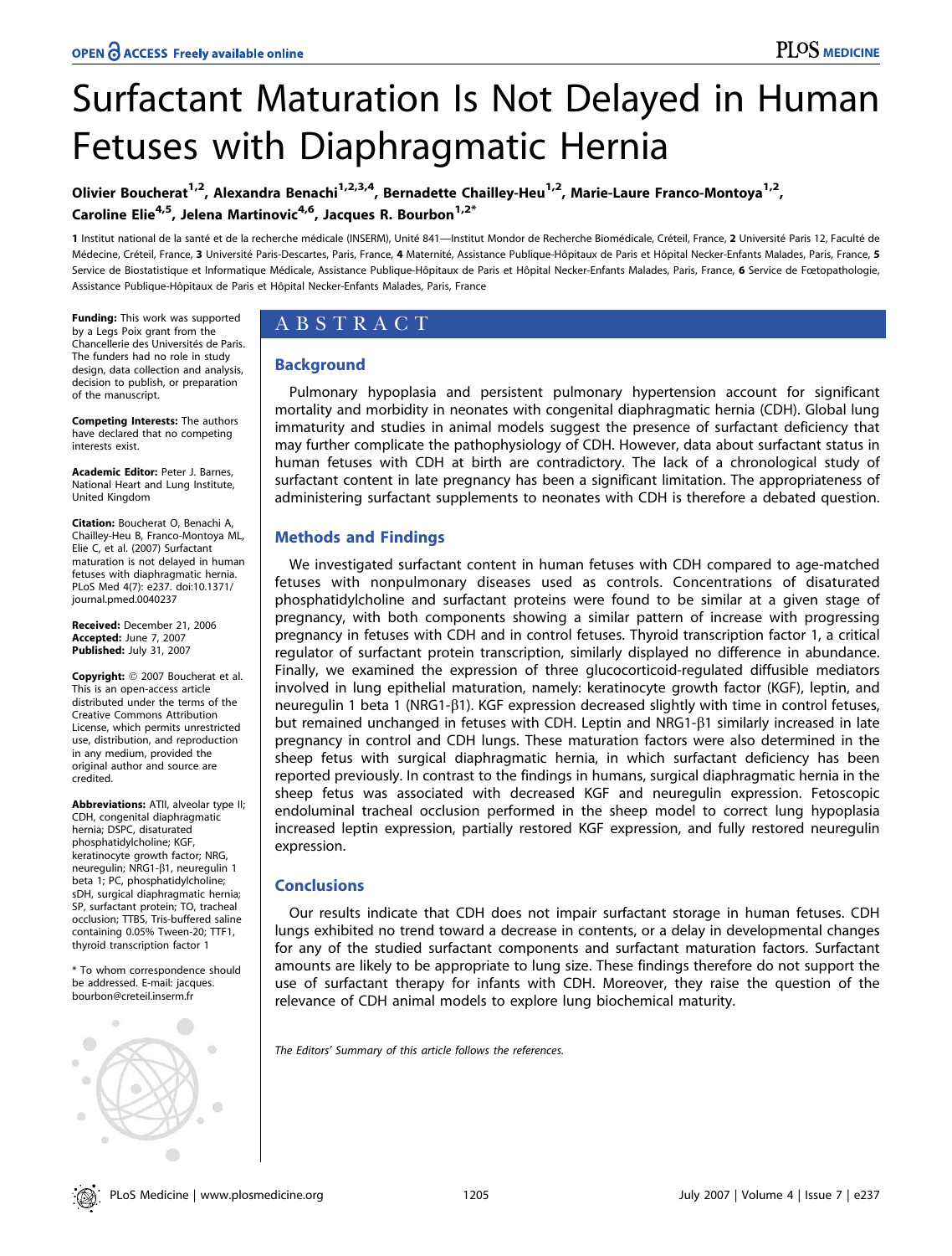# Surfactant Maturation Is Not Delayed in Human Fetuses with Diaphragmatic Hernia

**Olivier Boucherat[1,2], Alexandra Benachi[1,2,3,4], Bernadette Chailley-Heu[1,2], Marie-Laure Franco-Montoya[1,2], Caroline Elie[4,5], Jelena Martinovic[4,6], Jacques R. Bourbon[1,2*]**

1 Institut national de la santé et de la recherche médicale (INSERM), Unité 841—Institut Mondor de Recherche Biomédicale, Créteil, France, 2 Université Paris 12, Faculté de Médecine, Créteil, France, 3 Université Paris-Descartes, Paris, France, 4 Maternité, Assistance Publique-Hôpitaux de Paris et Hôpital Necker-Enfants Malades, Paris, France, 5 Service de Biostatistique et Informatique Médicale, Assistance Publique-Hôpitaux de Paris et Hôpital Necker-Enfants Malades, Paris, France, 6 Service de Fœtopathologie, Assistance Publique-Hôpitaux de Paris et Hôpital Necker-Enfants Malades, Paris, France

**Funding:** This work was supported by a Legs Poix grant from the Chancellerie des Universités de Paris. The funders had no role in study design, data collection and analysis, decision to publish, or preparation of the manuscript.

**Competing Interests:** The authors have declared that no competing interests exist.

**Academic Editor:** Peter J. Barnes, National Heart and Lung Institute, United Kingdom

**Citation:** Boucherat O, Benachi A, Chailley-Heu B, Franco-Montoya ML, Elie C, et al. (2007) Surfactant maturation is not delayed in human fetuses with diaphragmatic hernia. PLoS Med 4(7): e237. doi:10.1371/journal.pmed.0040237

**Received:** December 21, 2006 **Accepted:** June 7, 2007 **Published:** July 31, 2007

**Copyright:** © 2007 Boucherat et al. This is an open-access article distributed under the terms of the Creative Commons Attribution License, which permits unrestricted use, distribution, and reproduction in any medium, provided the original author and source are credited.

**Abbreviations:** ATII, alveolar type II; CDH, congenital diaphragmatic hernia; DSPC, disaturated phosphatidylcholine; KGF, keratinocyte growth factor; NRG, neuregulin; NRG1-β1, neuregulin 1 beta 1; PC, phosphatidylcholine; sDH, surgical diaphragmatic hernia; SP, surfactant protein; TO, tracheal occlusion; TTBS, Tris-buffered saline containing 0.05% Tween-20; TTF1, thyroid transcription factor 1

\* To whom correspondence should be addressed. E-mail: jacques.bourbon@creteil.inserm.fr

## ABSTRACT

### Background

Pulmonary hypoplasia and persistent pulmonary hypertension account for significant mortality and morbidity in neonates with congenital diaphragmatic hernia (CDH). Global lung immaturity and studies in animal models suggest the presence of surfactant deficiency that may further complicate the pathophysiology of CDH. However, data about surfactant status in human fetuses with CDH at birth are contradictory. The lack of a chronological study of surfactant content in late pregnancy has been a significant limitation. The appropriateness of administering surfactant supplements to neonates with CDH is therefore a debated question.

### Methods and Findings

We investigated surfactant content in human fetuses with CDH compared to age-matched fetuses with nonpulmonary diseases used as controls. Concentrations of disaturated phosphatidylcholine and surfactant proteins were found to be similar at a given stage of pregnancy, with both components showing a similar pattern of increase with progressing pregnancy in fetuses with CDH and in control fetuses. Thyroid transcription factor 1, a critical regulator of surfactant protein transcription, similarly displayed no difference in abundance. Finally, we examined the expression of three glucocorticoid-regulated diffusible mediators involved in lung epithelial maturation, namely: keratinocyte growth factor (KGF), leptin, and neuregulin 1 beta 1 (NRG1-β1). KGF expression decreased slightly with time in control fetuses, but remained unchanged in fetuses with CDH. Leptin and NRG1-β1 similarly increased in late pregnancy in control and CDH lungs. These maturation factors were also determined in the sheep fetus with surgical diaphragmatic hernia, in which surfactant deficiency has been reported previously. In contrast to the findings in humans, surgical diaphragmatic hernia in the sheep fetus was associated with decreased KGF and neuregulin expression. Fetoscopic endoluminal tracheal occlusion performed in the sheep model to correct lung hypoplasia increased leptin expression, partially restored KGF expression, and fully restored neuregulin expression.

### Conclusions

Our results indicate that CDH does not impair surfactant storage in human fetuses. CDH lungs exhibited no trend toward a decrease in contents, or a delay in developmental changes for any of the studied surfactant components and surfactant maturation factors. Surfactant amounts are likely to be appropriate to lung size. These findings therefore do not support the use of surfactant therapy for infants with CDH. Moreover, they raise the question of the relevance of CDH animal models to explore lung biochemical maturity.

*The Editors' Summary of this article follows the references.*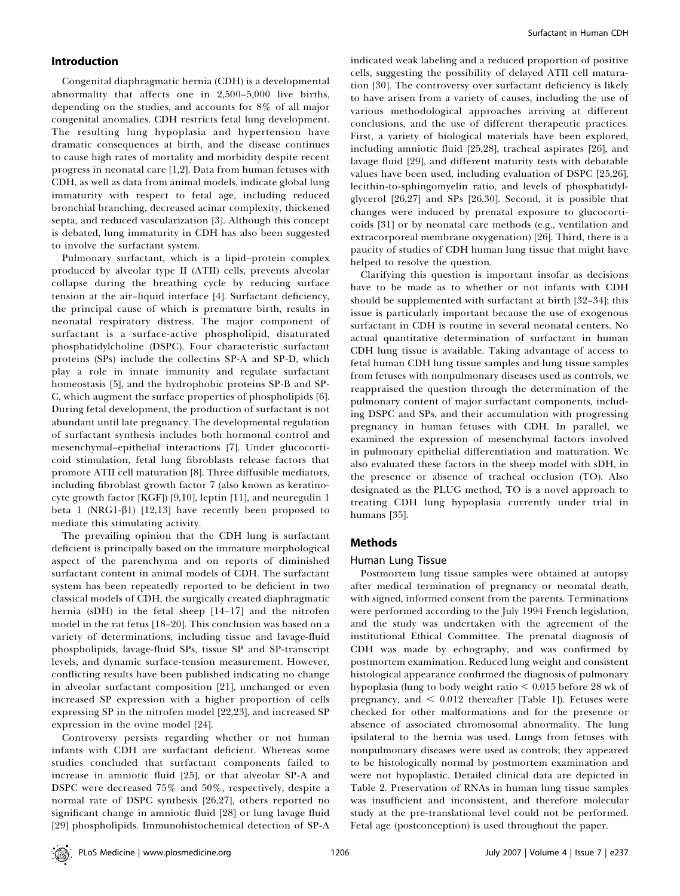## Introduction

Congenital diaphragmatic hernia (CDH) is a developmental abnormality that affects one in 2,500–5,000 live births, depending on the studies, and accounts for 8% of all major congenital anomalies. CDH restricts fetal lung development. The resulting lung hypoplasia and hypertension have dramatic consequences at birth, and the disease continues to cause high rates of mortality and morbidity despite recent progress in neonatal care [1,2]. Data from human fetuses with CDH, as well as data from animal models, indicate global lung immaturity with respect to fetal age, including reduced bronchial branching, decreased acinar complexity, thickened septa, and reduced vascularization [3]. Although this concept is debated, lung immaturity in CDH has also been suggested to involve the surfactant system.

Pulmonary surfactant, which is a lipid–protein complex produced by alveolar type II (ATII) cells, prevents alveolar collapse during the breathing cycle by reducing surface tension at the air–liquid interface [4]. Surfactant deficiency, the principal cause of which is premature birth, results in neonatal respiratory distress. The major component of surfactant is a surface-active phospholipid, disaturated phosphatidylcholine (DSPC). Four characteristic surfactant proteins (SPs) include the collectins SP-A and SP-D, which play a role in innate immunity and regulate surfactant homeostasis [5], and the hydrophobic proteins SP-B and SP-C, which augment the surface properties of phospholipids [6]. During fetal development, the production of surfactant is not abundant until late pregnancy. The developmental regulation of surfactant synthesis includes both hormonal control and mesenchymal–epithelial interactions [7]. Under glucocorticoid stimulation, fetal lung fibroblasts release factors that promote ATII cell maturation [8]. Three diffusible mediators, including fibroblast growth factor 7 (also known as keratinocyte growth factor [KGF]) [9,10], leptin [11], and neuregulin 1 beta 1 (NRG1-β1) [12,13] have recently been proposed to mediate this stimulating activity.

The prevailing opinion that the CDH lung is surfactant deficient is principally based on the immature morphological aspect of the parenchyma and on reports of diminished surfactant content in animal models of CDH. The surfactant system has been repeatedly reported to be deficient in two classical models of CDH, the surgically created diaphragmatic hernia (sDH) in the fetal sheep [14–17] and the nitrofen model in the rat fetus [18–20]. This conclusion was based on a variety of determinations, including tissue and lavage-fluid phospholipids, lavage-fluid SPs, tissue SP and SP-transcript levels, and dynamic surface-tension measurement. However, conflicting results have been published indicating no change in alveolar surfactant composition [21], unchanged or even increased SP expression with a higher proportion of cells expressing SP in the nitrofen model [22,23], and increased SP expression in the ovine model [24].

Controversy persists regarding whether or not human infants with CDH are surfactant deficient. Whereas some studies concluded that surfactant components failed to increase in amniotic fluid [25], or that alveolar SP-A and DSPC were decreased 75% and 50%, respectively, despite a normal rate of DSPC synthesis [26,27], others reported no significant change in amniotic fluid [28] or lung lavage fluid [29] phospholipids. Immunohistochemical detection of SP-A indicated weak labeling and a reduced proportion of positive cells, suggesting the possibility of delayed ATII cell maturation [30]. The controversy over surfactant deficiency is likely to have arisen from a variety of causes, including the use of various methodological approaches arriving at different conclusions, and the use of different therapeutic practices. First, a variety of biological materials have been explored, including amniotic fluid [25,28], tracheal aspirates [26], and lavage fluid [29], and different maturity tests with debatable values have been used, including evaluation of DSPC [25,26], lecithin-to-sphingomyelin ratio, and levels of phosphatidylglycerol [26,27] and SPs [26,30]. Second, it is possible that changes were induced by prenatal exposure to glucocorticoids [31] or by neonatal care methods (e.g., ventilation and extracorporeal membrane oxygenation) [26]. Third, there is a paucity of studies of CDH human lung tissue that might have helped to resolve the question.

Clarifying this question is important insofar as decisions have to be made as to whether or not infants with CDH should be supplemented with surfactant at birth [32–34]; this issue is particularly important because the use of exogenous surfactant in CDH is routine in several neonatal centers. No actual quantitative determination of surfactant in human CDH lung tissue is available. Taking advantage of access to fetal human CDH lung tissue samples and lung tissue samples from fetuses with nonpulmonary diseases used as controls, we reappraised the question through the determination of the pulmonary content of major surfactant components, including DSPC and SPs, and their accumulation with progressing pregnancy in human fetuses with CDH. In parallel, we examined the expression of mesenchymal factors involved in pulmonary epithelial differentiation and maturation. We also evaluated these factors in the sheep model with sDH, in the presence or absence of tracheal occlusion (TO). Also designated as the PLUG method, TO is a novel approach to treating CDH lung hypoplasia currently under trial in humans [35].

## Methods

### Human Lung Tissue

Postmortem lung tissue samples were obtained at autopsy after medical termination of pregnancy or neonatal death, with signed, informed consent from the parents. Terminations were performed according to the July 1994 French legislation, and the study was undertaken with the agreement of the institutional Ethical Committee. The prenatal diagnosis of CDH was made by echography, and was confirmed by postmortem examination. Reduced lung weight and consistent histological appearance confirmed the diagnosis of pulmonary hypoplasia (lung to body weight ratio $< 0.015$ before 28 wk of pregnancy, and $< 0.012$ thereafter [Table 1]). Fetuses were checked for other malformations and for the presence or absence of associated chromosomal abnormality. The lung ipsilateral to the hernia was used. Lungs from fetuses with nonpulmonary diseases were used as controls; they appeared to be histologically normal by postmortem examination and were not hypoplastic. Detailed clinical data are depicted in Table 2. Preservation of RNAs in human lung tissue samples was insufficient and inconsistent, and therefore molecular study at the pre-translational level could not be performed. Fetal age (postconception) is used throughout the paper.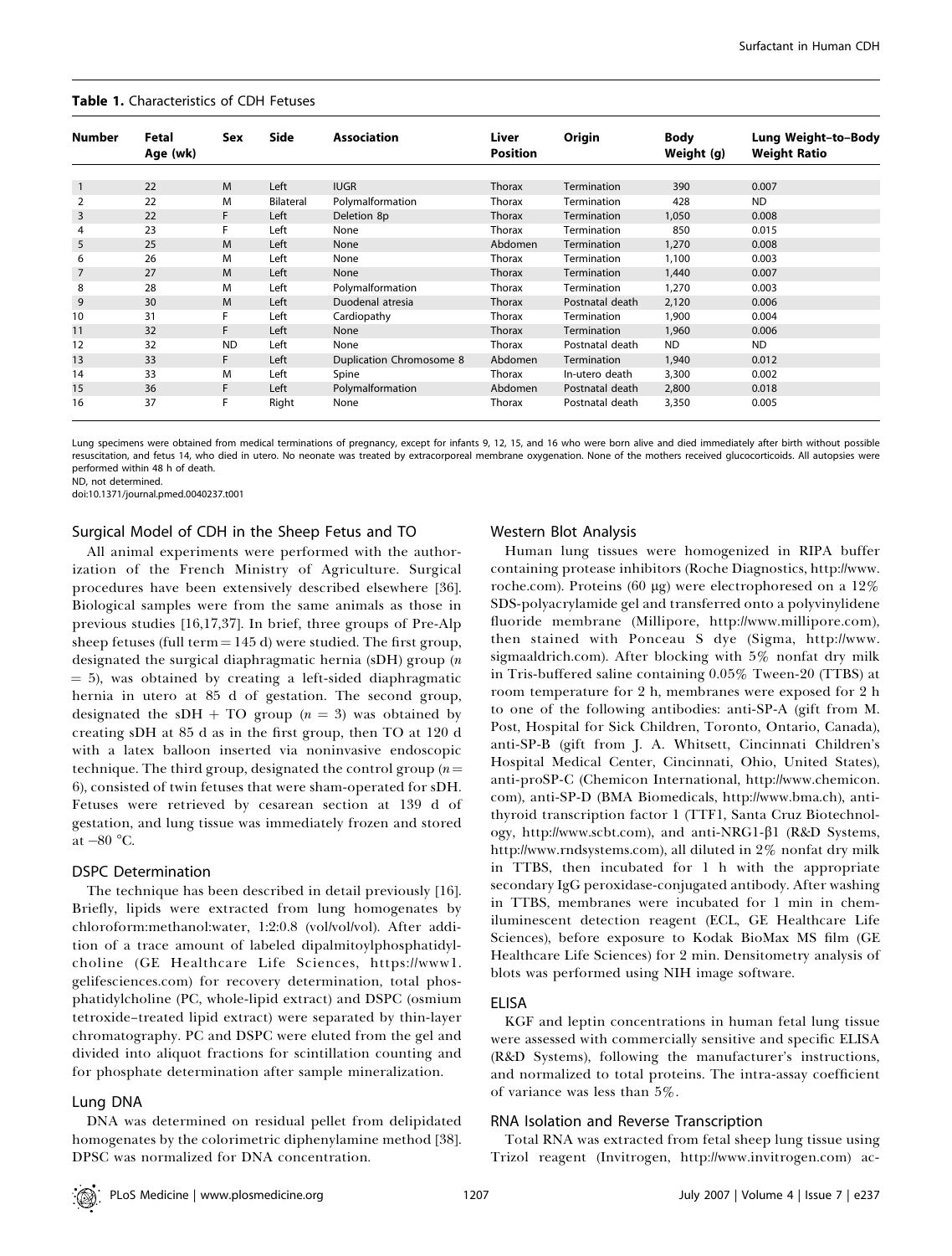**Table 1.** Characteristics of CDH Fetuses

| Number | Fetal Age (wk) | Sex | Side | Association | Liver Position | Origin | Body Weight (g) | Lung Weight–to–Body Weight Ratio |
|---|---|---|---|---|---|---|---|---|
| 1 | 22 | M | Left | IUGR | Thorax | Termination | 390 | 0.007 |
| 2 | 22 | M | Bilateral | Polymalformation | Thorax | Termination | 428 | ND |
| 3 | 22 | F | Left | Deletion 8p | Thorax | Termination | 1,050 | 0.008 |
| 4 | 23 | F | Left | None | Thorax | Termination | 850 | 0.015 |
| 5 | 25 | M | Left | None | Abdomen | Termination | 1,270 | 0.008 |
| 6 | 26 | M | Left | None | Thorax | Termination | 1,100 | 0.003 |
| 7 | 27 | M | Left | None | Thorax | Termination | 1,440 | 0.007 |
| 8 | 28 | M | Left | Polymalformation | Thorax | Termination | 1,270 | 0.003 |
| 9 | 30 | M | Left | Duodenal atresia | Thorax | Postnatal death | 2,120 | 0.006 |
| 10 | 31 | F | Left | Cardiopathy | Thorax | Termination | 1,900 | 0.004 |
| 11 | 32 | F | Left | None | Thorax | Termination | 1,960 | 0.006 |
| 12 | 32 | ND | Left | None | Thorax | Postnatal death | ND | ND |
| 13 | 33 | F | Left | Duplication Chromosome 8 | Abdomen | Termination | 1,940 | 0.012 |
| 14 | 33 | M | Left | Spine | Thorax | In-utero death | 3,300 | 0.002 |
| 15 | 36 | F | Left | Polymalformation | Abdomen | Postnatal death | 2,800 | 0.018 |
| 16 | 37 | F | Right | None | Thorax | Postnatal death | 3,350 | 0.005 |

Lung specimens were obtained from medical terminations of pregnancy, except for infants 9, 12, 15, and 16 who were born alive and died immediately after birth without possible resuscitation, and fetus 14, who died in utero. No neonate was treated by extracorporeal membrane oxygenation. None of the mothers received glucocorticoids. All autopsies were performed within 48 h of death.

ND, not determined.

doi:10.1371/journal.pmed.0040237.t001

### Surgical Model of CDH in the Sheep Fetus and TO

All animal experiments were performed with the authorization of the French Ministry of Agriculture. Surgical procedures have been extensively described elsewhere [36]. Biological samples were from the same animals as those in previous studies [16,17,37]. In brief, three groups of Pre-Alp sheep fetuses (full term = 145 d) were studied. The first group, designated the surgical diaphragmatic hernia (sDH) group ($n = 5$), was obtained by creating a left-sided diaphragmatic hernia in utero at 85 d of gestation. The second group, designated the sDH + TO group ($n = 3$) was obtained by creating sDH at 85 d as in the first group, then TO at 120 d with a latex balloon inserted via noninvasive endoscopic technique. The third group, designated the control group ($n = 6$), consisted of twin fetuses that were sham-operated for sDH. Fetuses were retrieved by cesarean section at 139 d of gestation, and lung tissue was immediately frozen and stored at −80 °C.

### DSPC Determination

The technique has been described in detail previously [16]. Briefly, lipids were extracted from lung homogenates by chloroform:methanol:water, 1:2:0.8 (vol/vol/vol). After addition of a trace amount of labeled dipalmitoylphosphatidylcholine (GE Healthcare Life Sciences, https://www1.gelifesciences.com) for recovery determination, total phosphatidylcholine (PC, whole-lipid extract) and DSPC (osmium tetroxide–treated lipid extract) were separated by thin-layer chromatography. PC and DSPC were eluted from the gel and divided into aliquot fractions for scintillation counting and for phosphate determination after sample mineralization.

### Lung DNA

DNA was determined on residual pellet from delipidated homogenates by the colorimetric diphenylamine method [38]. DPSC was normalized for DNA concentration.

### Western Blot Analysis

Human lung tissues were homogenized in RIPA buffer containing protease inhibitors (Roche Diagnostics, http://www.roche.com). Proteins (60 μg) were electrophoresed on a 12% SDS-polyacrylamide gel and transferred onto a polyvinylidene fluoride membrane (Millipore, http://www.millipore.com), then stained with Ponceau S dye (Sigma, http://www.sigmaaldrich.com). After blocking with 5% nonfat dry milk in Tris-buffered saline containing 0.05% Tween-20 (TTBS) at room temperature for 2 h, membranes were exposed for 2 h to one of the following antibodies: anti-SP-A (gift from M. Post, Hospital for Sick Children, Toronto, Ontario, Canada), anti-SP-B (gift from J. A. Whitsett, Cincinnati Children's Hospital Medical Center, Cincinnati, Ohio, United States), anti-proSP-C (Chemicon International, http://www.chemicon.com), anti-SP-D (BMA Biomedicals, http://www.bma.ch), anti-thyroid transcription factor 1 (TTF1, Santa Cruz Biotechnology, http://www.scbt.com), and anti-NRG1-β1 (R&D Systems, http://www.rndsystems.com), all diluted in 2% nonfat dry milk in TTBS, then incubated for 1 h with the appropriate secondary IgG peroxidase-conjugated antibody. After washing in TTBS, membranes were incubated for 1 min in chemiluminescent detection reagent (ECL, GE Healthcare Life Sciences), before exposure to Kodak BioMax MS film (GE Healthcare Life Sciences) for 2 min. Densitometry analysis of blots was performed using NIH image software.

### ELISA

KGF and leptin concentrations in human fetal lung tissue were assessed with commercially sensitive and specific ELISA (R&D Systems), following the manufacturer's instructions, and normalized to total proteins. The intra-assay coefficient of variance was less than 5%.

### RNA Isolation and Reverse Transcription

Total RNA was extracted from fetal sheep lung tissue using Trizol reagent (Invitrogen, http://www.invitrogen.com) ac-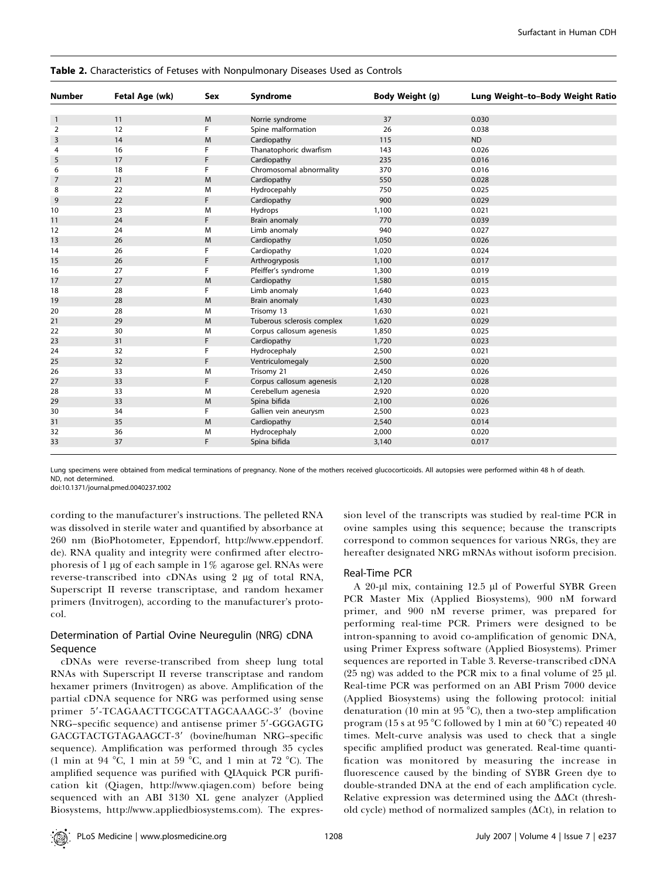**Table 2.** Characteristics of Fetuses with Nonpulmonary Diseases Used as Controls

| Number | Fetal Age (wk) | Sex | Syndrome | Body Weight (g) | Lung Weight–to–Body Weight Ratio |
|---|---|---|---|---|---|
| 1 | 11 | M | Norrie syndrome | 37 | 0.030 |
| 2 | 12 | F | Spine malformation | 26 | 0.038 |
| 3 | 14 | M | Cardiopathy | 115 | ND |
| 4 | 16 | F | Thanatophoric dwarfism | 143 | 0.026 |
| 5 | 17 | F | Cardiopathy | 235 | 0.016 |
| 6 | 18 | F | Chromosomal abnormality | 370 | 0.016 |
| 7 | 21 | M | Cardiopathy | 550 | 0.028 |
| 8 | 22 | M | Hydrocepahly | 750 | 0.025 |
| 9 | 22 | F | Cardiopathy | 900 | 0.029 |
| 10 | 23 | M | Hydrops | 1,100 | 0.021 |
| 11 | 24 | F | Brain anomaly | 770 | 0.039 |
| 12 | 24 | M | Limb anomaly | 940 | 0.027 |
| 13 | 26 | M | Cardiopathy | 1,050 | 0.026 |
| 14 | 26 | F | Cardiopathy | 1,020 | 0.024 |
| 15 | 26 | F | Arthrogryposis | 1,100 | 0.017 |
| 16 | 27 | F | Pfeiffer's syndrome | 1,300 | 0.019 |
| 17 | 27 | M | Cardiopathy | 1,580 | 0.015 |
| 18 | 28 | F | Limb anomaly | 1,640 | 0.023 |
| 19 | 28 | M | Brain anomaly | 1,430 | 0.023 |
| 20 | 28 | M | Trisomy 13 | 1,630 | 0.021 |
| 21 | 29 | M | Tuberous sclerosis complex | 1,620 | 0.029 |
| 22 | 30 | M | Corpus callosum agenesis | 1,850 | 0.025 |
| 23 | 31 | F | Cardiopathy | 1,720 | 0.023 |
| 24 | 32 | F | Hydrocephaly | 2,500 | 0.021 |
| 25 | 32 | F | Ventriculomegaly | 2,500 | 0.020 |
| 26 | 33 | M | Trisomy 21 | 2,450 | 0.026 |
| 27 | 33 | F | Corpus callosum agenesis | 2,120 | 0.028 |
| 28 | 33 | M | Cerebellum agenesia | 2,920 | 0.020 |
| 29 | 33 | M | Spina bifida | 2,100 | 0.026 |
| 30 | 34 | F | Gallien vein aneurysm | 2,500 | 0.023 |
| 31 | 35 | M | Cardiopathy | 2,540 | 0.014 |
| 32 | 36 | M | Hydrocephaly | 2,000 | 0.020 |
| 33 | 37 | F | Spina bifida | 3,140 | 0.017 |

Lung specimens were obtained from medical terminations of pregnancy. None of the mothers received glucocorticoids. All autopsies were performed within 48 h of death.
ND, not determined.
doi:10.1371/journal.pmed.0040237.t002

cording to the manufacturer's instructions. The pelleted RNA was dissolved in sterile water and quantified by absorbance at 260 nm (BioPhotometer, Eppendorf, http://www.eppendorf.de). RNA quality and integrity were confirmed after electrophoresis of 1 μg of each sample in 1% agarose gel. RNAs were reverse-transcribed into cDNAs using 2 μg of total RNA, Superscript II reverse transcriptase, and random hexamer primers (Invitrogen), according to the manufacturer's protocol.

### Determination of Partial Ovine Neuregulin (NRG) cDNA Sequence

cDNAs were reverse-transcribed from sheep lung total RNAs with Superscript II reverse transcriptase and random hexamer primers (Invitrogen) as above. Amplification of the partial cDNA sequence for NRG was performed using sense primer 5′-TCAGAACTTCGCATTAGCAAAGC-3′ (bovine NRG–specific sequence) and antisense primer 5′-GGGAGTGGACGTACTGTAGAAGCT-3′ (bovine/human NRG–specific sequence). Amplification was performed through 35 cycles (1 min at 94 °C, 1 min at 59 °C, and 1 min at 72 °C). The amplified sequence was purified with QIAquick PCR purification kit (Qiagen, http://www.qiagen.com) before being sequenced with an ABI 3130 XL gene analyzer (Applied Biosystems, http://www.appliedbiosystems.com). The expression level of the transcripts was studied by real-time PCR in ovine samples using this sequence; because the transcripts correspond to common sequences for various NRGs, they are hereafter designated NRG mRNAs without isoform precision.

### Real-Time PCR

A 20-μl mix, containing 12.5 μl of Powerful SYBR Green PCR Master Mix (Applied Biosystems), 900 nM forward primer, and 900 nM reverse primer, was prepared for performing real-time PCR. Primers were designed to be intron-spanning to avoid co-amplification of genomic DNA, using Primer Express software (Applied Biosystems). Primer sequences are reported in Table 3. Reverse-transcribed cDNA (25 ng) was added to the PCR mix to a final volume of 25 μl. Real-time PCR was performed on an ABI Prism 7000 device (Applied Biosystems) using the following protocol: initial denaturation (10 min at 95 °C), then a two-step amplification program (15 s at 95 °C followed by 1 min at 60 °C) repeated 40 times. Melt-curve analysis was used to check that a single specific amplified product was generated. Real-time quantification was monitored by measuring the increase in fluorescence caused by the binding of SYBR Green dye to double-stranded DNA at the end of each amplification cycle. Relative expression was determined using the ΔΔCt (threshold cycle) method of normalized samples (ΔCt), in relation to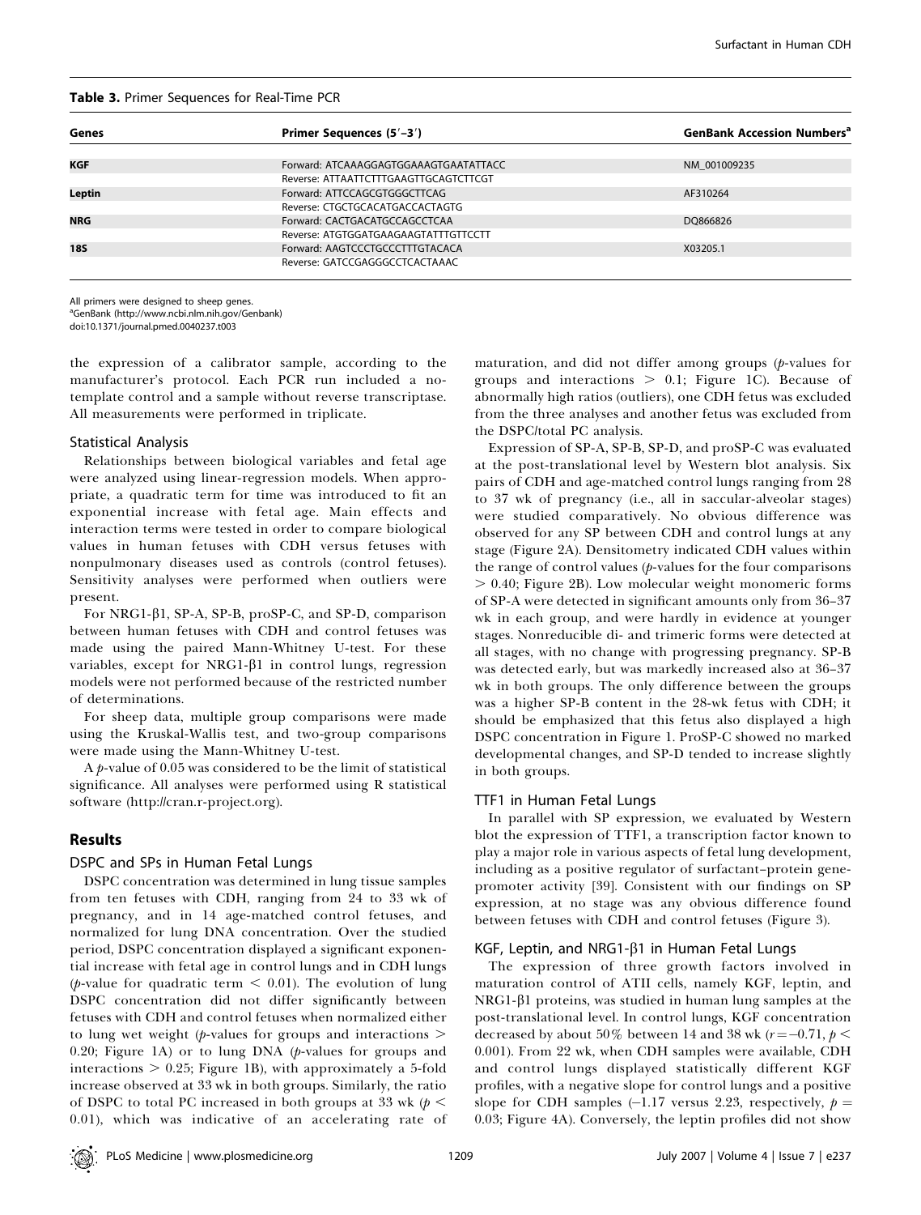**Table 3.** Primer Sequences for Real-Time PCR

| Genes | Primer Sequences (5′–3′) | GenBank Accession Numbers[a] |
|---|---|---|
| **KGF** | Forward: ATCAAAGGAGTGGAAAGTGAATATTACC | NM_001009235 |
| | Reverse: ATTAATTCTTTGAAGTTGCAGTCTTCGT | |
| **Leptin** | Forward: ATTCCAGCGTGGGCTTCAG | AF310264 |
| | Reverse: CTGCTGCACATGACCACTAGTG | |
| **NRG** | Forward: CACTGACATGCCAGCCTCAA | DQ866826 |
| | Reverse: ATGTGGATGAAGAAGTATTTGTTCCTT | |
| **18S** | Forward: AAGTCCCTGCCCTTTGTACACA | X03205.1 |
| | Reverse: GATCCGAGGGCCTCACTAAAC | |

All primers were designed to sheep genes.
[a]GenBank (http://www.ncbi.nlm.nih.gov/Genbank)
doi:10.1371/journal.pmed.0040237.t003

the expression of a calibrator sample, according to the manufacturer's protocol. Each PCR run included a no-template control and a sample without reverse transcriptase. All measurements were performed in triplicate.

### Statistical Analysis

Relationships between biological variables and fetal age were analyzed using linear-regression models. When appropriate, a quadratic term for time was introduced to fit an exponential increase with fetal age. Main effects and interaction terms were tested in order to compare biological values in human fetuses with CDH versus fetuses with nonpulmonary diseases used as controls (control fetuses). Sensitivity analyses were performed when outliers were present.

For NRG1-β1, SP-A, SP-B, proSP-C, and SP-D, comparison between human fetuses with CDH and control fetuses was made using the paired Mann-Whitney U-test. For these variables, except for NRG1-β1 in control lungs, regression models were not performed because of the restricted number of determinations.

For sheep data, multiple group comparisons were made using the Kruskal-Wallis test, and two-group comparisons were made using the Mann-Whitney U-test.

A $p$-value of 0.05 was considered to be the limit of statistical significance. All analyses were performed using R statistical software (http://cran.r-project.org).

## Results

### DSPC and SPs in Human Fetal Lungs

DSPC concentration was determined in lung tissue samples from ten fetuses with CDH, ranging from 24 to 33 wk of pregnancy, and in 14 age-matched control fetuses, and normalized for lung DNA concentration. Over the studied period, DSPC concentration displayed a significant exponential increase with fetal age in control lungs and in CDH lungs ($p$-value for quadratic term $< 0.01$). The evolution of lung DSPC concentration did not differ significantly between fetuses with CDH and control fetuses when normalized either to lung wet weight ($p$-values for groups and interactions $>$ 0.20; Figure 1A) or to lung DNA ($p$-values for groups and interactions $> 0.25$; Figure 1B), with approximately a 5-fold increase observed at 33 wk in both groups. Similarly, the ratio of DSPC to total PC increased in both groups at 33 wk ($p <$ 0.01), which was indicative of an accelerating rate of maturation, and did not differ among groups ($p$-values for groups and interactions $> 0.1$; Figure 1C). Because of abnormally high ratios (outliers), one CDH fetus was excluded from the three analyses and another fetus was excluded from the DSPC/total PC analysis.

Expression of SP-A, SP-B, SP-D, and proSP-C was evaluated at the post-translational level by Western blot analysis. Six pairs of CDH and age-matched control lungs ranging from 28 to 37 wk of pregnancy (i.e., all in saccular-alveolar stages) were studied comparatively. No obvious difference was observed for any SP between CDH and control lungs at any stage (Figure 2A). Densitometry indicated CDH values within the range of control values ($p$-values for the four comparisons $> 0.40$; Figure 2B). Low molecular weight monomeric forms of SP-A were detected in significant amounts only from 36–37 wk in each group, and were hardly in evidence at younger stages. Nonreducible di- and trimeric forms were detected at all stages, with no change with progressing pregnancy. SP-B was detected early, but was markedly increased also at 36–37 wk in both groups. The only difference between the groups was a higher SP-B content in the 28-wk fetus with CDH; it should be emphasized that this fetus also displayed a high DSPC concentration in Figure 1. ProSP-C showed no marked developmental changes, and SP-D tended to increase slightly in both groups.

### TTF1 in Human Fetal Lungs

In parallel with SP expression, we evaluated by Western blot the expression of TTF1, a transcription factor known to play a major role in various aspects of fetal lung development, including as a positive regulator of surfactant–protein gene-promoter activity [39]. Consistent with our findings on SP expression, at no stage was any obvious difference found between fetuses with CDH and control fetuses (Figure 3).

### KGF, Leptin, and NRG1-β1 in Human Fetal Lungs

The expression of three growth factors involved in maturation control of ATII cells, namely KGF, leptin, and NRG1-β1 proteins, was studied in human lung samples at the post-translational level. In control lungs, KGF concentration decreased by about 50% between 14 and 38 wk ($r = -0.71$, $p <$ 0.001). From 22 wk, when CDH samples were available, CDH and control lungs displayed statistically different KGF profiles, with a negative slope for control lungs and a positive slope for CDH samples (−1.17 versus 2.23, respectively, $p =$ 0.03; Figure 4A). Conversely, the leptin profiles did not show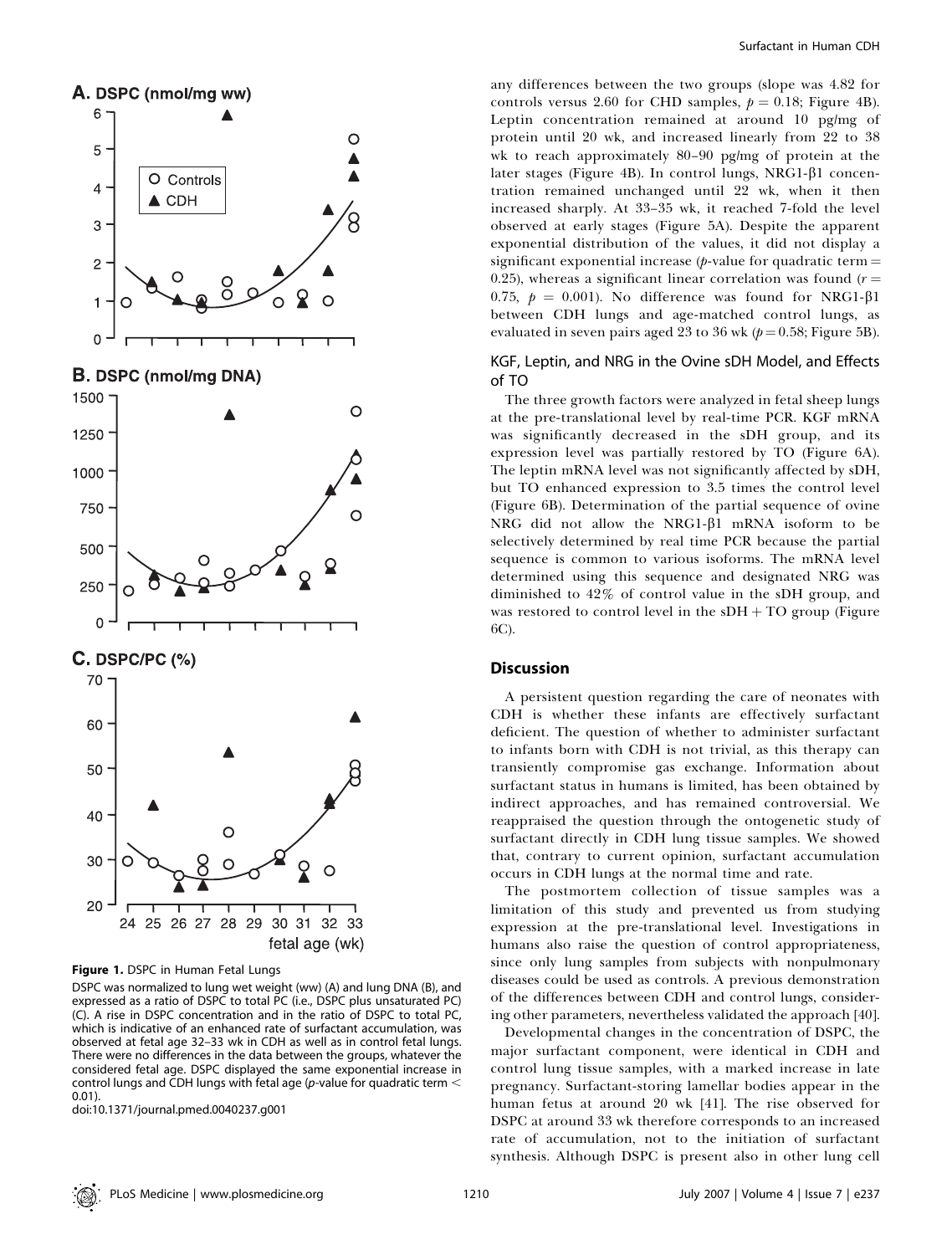**Figure 1.** DSPC in Human Fetal Lungs

DSPC was normalized to lung wet weight (ww) (A) and lung DNA (B), and expressed as a ratio of DSPC to total PC (i.e., DSPC plus unsaturated PC) (C). A rise in DSPC concentration and in the ratio of DSPC to total PC, which is indicative of an enhanced rate of surfactant accumulation, was observed at fetal age 32–33 wk in CDH as well as in control fetal lungs. There were no differences in the data between the groups, whatever the considered fetal age. DSPC displayed the same exponential increase in control lungs and CDH lungs with fetal age ($p$-value for quadratic term $< 0.01$).

doi:10.1371/journal.pmed.0040237.g001

any differences between the two groups (slope was 4.82 for controls versus 2.60 for CHD samples, $p = 0.18$; Figure 4B). Leptin concentration remained at around 10 pg/mg of protein until 20 wk, and increased linearly from 22 to 38 wk to reach approximately 80–90 pg/mg of protein at the later stages (Figure 4B). In control lungs, NRG1-β1 concentration remained unchanged until 22 wk, when it then increased sharply. At 33–35 wk, it reached 7-fold the level observed at early stages (Figure 5A). Despite the apparent exponential distribution of the values, it did not display a significant exponential increase ($p$-value for quadratic term = 0.25), whereas a significant linear correlation was found ($r = 0.75$, $p = 0.001$). No difference was found for NRG1-β1 between CDH lungs and age-matched control lungs, as evaluated in seven pairs aged 23 to 36 wk ($p = 0.58$; Figure 5B).

### KGF, Leptin, and NRG in the Ovine sDH Model, and Effects of TO

The three growth factors were analyzed in fetal sheep lungs at the pre-translational level by real-time PCR. KGF mRNA was significantly decreased in the sDH group, and its expression level was partially restored by TO (Figure 6A). The leptin mRNA level was not significantly affected by sDH, but TO enhanced expression to 3.5 times the control level (Figure 6B). Determination of the partial sequence of ovine NRG did not allow the NRG1-β1 mRNA isoform to be selectively determined by real time PCR because the partial sequence is common to various isoforms. The mRNA level determined using this sequence and designated NRG was diminished to 42% of control value in the sDH group, and was restored to control level in the sDH + TO group (Figure 6C).

## Discussion

A persistent question regarding the care of neonates with CDH is whether these infants are effectively surfactant deficient. The question of whether to administer surfactant to infants born with CDH is not trivial, as this therapy can transiently compromise gas exchange. Information about surfactant status in humans is limited, has been obtained by indirect approaches, and has remained controversial. We reappraised the question through the ontogenetic study of surfactant directly in CDH lung tissue samples. We showed that, contrary to current opinion, surfactant accumulation occurs in CDH lungs at the normal time and rate.

The postmortem collection of tissue samples was a limitation of this study and prevented us from studying expression at the pre-translational level. Investigations in humans also raise the question of control appropriateness, since only lung samples from subjects with nonpulmonary diseases could be used as controls. A previous demonstration of the differences between CDH and control lungs, considering other parameters, nevertheless validated the approach [40].

Developmental changes in the concentration of DSPC, the major surfactant component, were identical in CDH and control lung tissue samples, with a marked increase in late pregnancy. Surfactant-storing lamellar bodies appear in the human fetus at around 20 wk [41]. The rise observed for DSPC at around 33 wk therefore corresponds to an increased rate of accumulation, not to the initiation of surfactant synthesis. Although DSPC is present also in other lung cell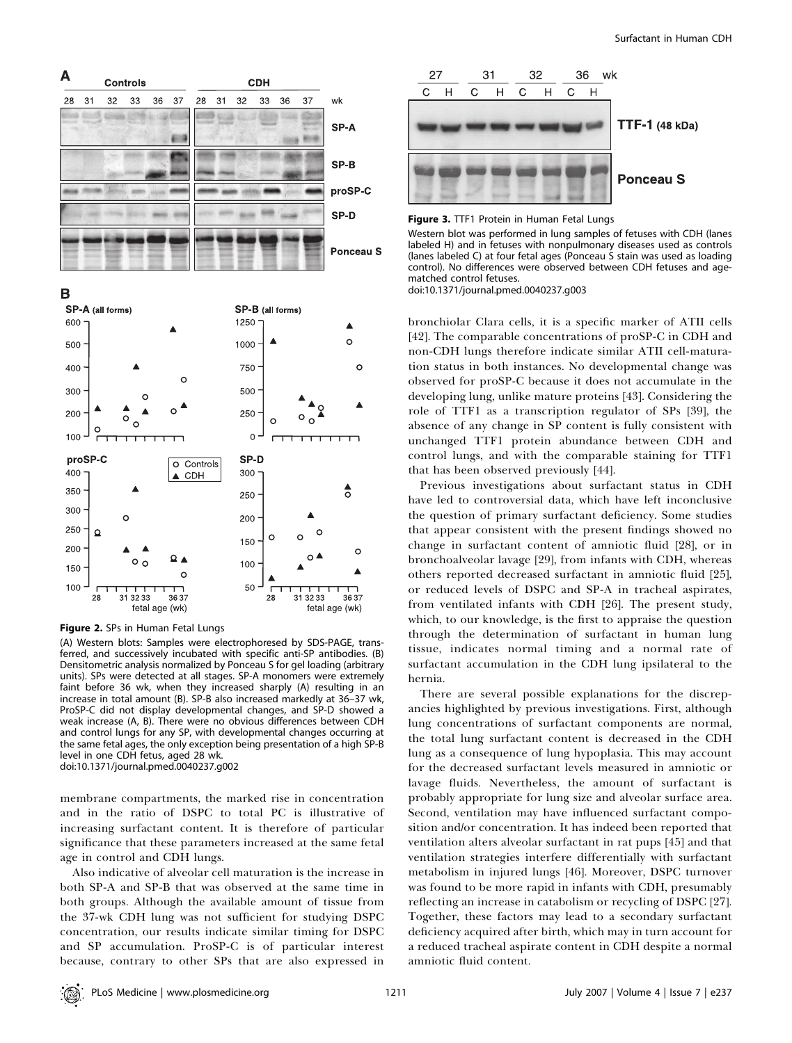**Figure 2.** SPs in Human Fetal Lungs

(A) Western blots: Samples were electrophoresed by SDS-PAGE, transferred, and successively incubated with specific anti-SP antibodies. (B) Densitometric analysis normalized by Ponceau S for gel loading (arbitrary units). SPs were detected at all stages. SP-A monomers were extremely faint before 36 wk, when they increased sharply (A) resulting in an increase in total amount (B). SP-B also increased markedly at 36–37 wk, ProSP-C did not display developmental changes, and SP-D showed a weak increase (A, B). There were no obvious differences between CDH and control lungs for any SP, with developmental changes occurring at the same fetal ages, the only exception being presentation of a high SP-B level in one CDH fetus, aged 28 wk.

doi:10.1371/journal.pmed.0040237.g002

**Figure 3.** TTF1 Protein in Human Fetal Lungs

Western blot was performed in lung samples of fetuses with CDH (lanes labeled H) and in fetuses with nonpulmonary diseases used as controls (lanes labeled C) at four fetal ages (Ponceau S stain was used as loading control). No differences were observed between CDH fetuses and age-matched control fetuses.

doi:10.1371/journal.pmed.0040237.g003

membrane compartments, the marked rise in concentration and in the ratio of DSPC to total PC is illustrative of increasing surfactant content. It is therefore of particular significance that these parameters increased at the same fetal age in control and CDH lungs.

Also indicative of alveolar cell maturation is the increase in both SP-A and SP-B that was observed at the same time in both groups. Although the available amount of tissue from the 37-wk CDH lung was not sufficient for studying DSPC concentration, our results indicate similar timing for DSPC and SP accumulation. ProSP-C is of particular interest because, contrary to other SPs that are also expressed in bronchiolar Clara cells, it is a specific marker of ATII cells [42]. The comparable concentrations of proSP-C in CDH and non-CDH lungs therefore indicate similar ATII cell-maturation status in both instances. No developmental change was observed for proSP-C because it does not accumulate in the developing lung, unlike mature proteins [43]. Considering the role of TTF1 as a transcription regulator of SPs [39], the absence of any change in SP content is fully consistent with unchanged TTF1 protein abundance between CDH and control lungs, and with the comparable staining for TTF1 that has been observed previously [44].

Previous investigations about surfactant status in CDH have led to controversial data, which have left inconclusive the question of primary surfactant deficiency. Some studies that appear consistent with the present findings showed no change in surfactant content of amniotic fluid [28], or in bronchoalveolar lavage [29], from infants with CDH, whereas others reported decreased surfactant in amniotic fluid [25], or reduced levels of DSPC and SP-A in tracheal aspirates, from ventilated infants with CDH [26]. The present study, which, to our knowledge, is the first to appraise the question through the determination of surfactant in human lung tissue, indicates normal timing and a normal rate of surfactant accumulation in the CDH lung ipsilateral to the hernia.

There are several possible explanations for the discrepancies highlighted by previous investigations. First, although lung concentrations of surfactant components are normal, the total lung surfactant content is decreased in the CDH lung as a consequence of lung hypoplasia. This may account for the decreased surfactant levels measured in amniotic or lavage fluids. Nevertheless, the amount of surfactant is probably appropriate for lung size and alveolar surface area. Second, ventilation may have influenced surfactant composition and/or concentration. It has indeed been reported that ventilation alters alveolar surfactant in rat pups [45] and that ventilation strategies interfere differentially with surfactant metabolism in injured lungs [46]. Moreover, DSPC turnover was found to be more rapid in infants with CDH, presumably reflecting an increase in catabolism or recycling of DSPC [27]. Together, these factors may lead to a secondary surfactant deficiency acquired after birth, which may in turn account for a reduced tracheal aspirate content in CDH despite a normal amniotic fluid content.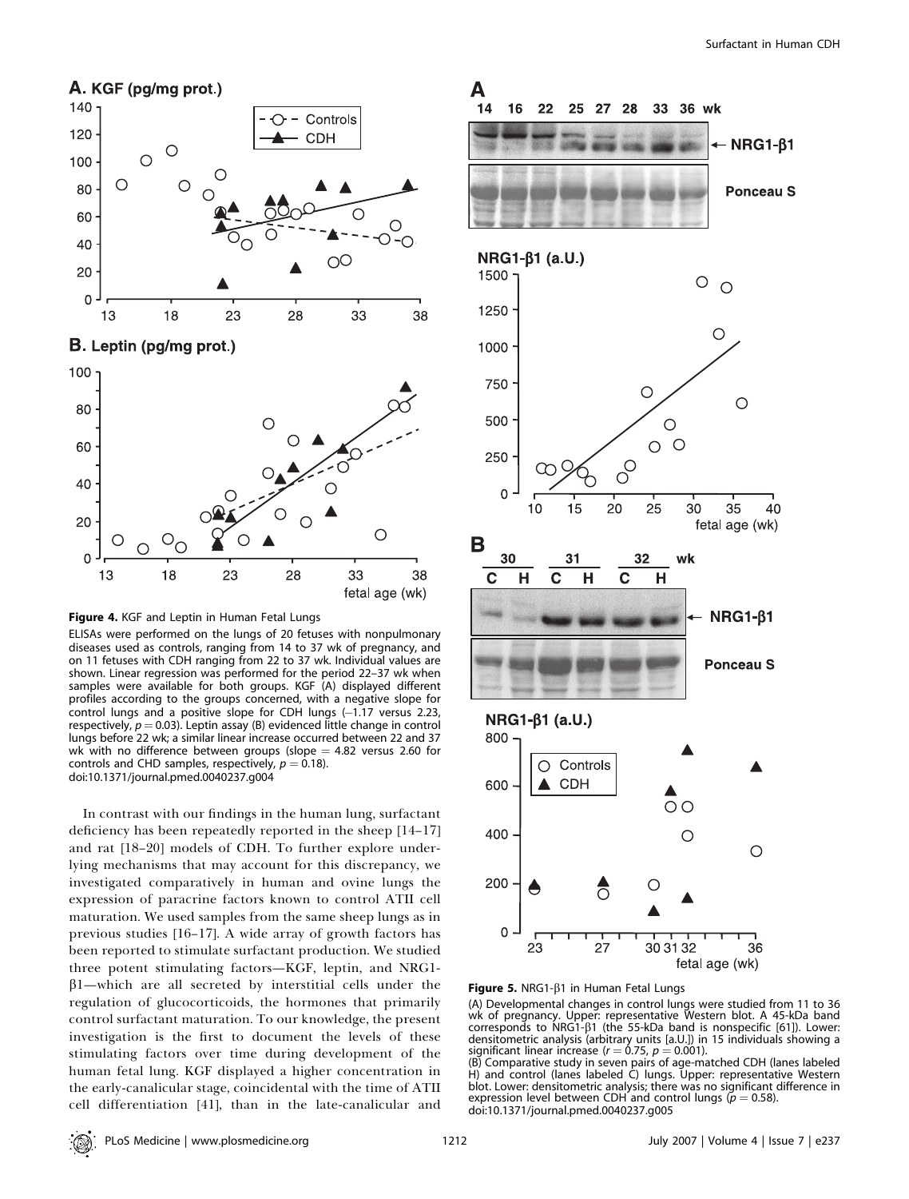**Figure 4.** KGF and Leptin in Human Fetal Lungs

ELISAs were performed on the lungs of 20 fetuses with nonpulmonary diseases used as controls, ranging from 14 to 37 wk of pregnancy, and on 11 fetuses with CDH ranging from 22 to 37 wk. Individual values are shown. Linear regression was performed for the period 22–37 wk when samples were available for both groups. KGF (A) displayed different profiles according to the groups concerned, with a negative slope for control lungs and a positive slope for CDH lungs (–1.17 versus 2.23, respectively, $p = 0.03$). Leptin assay (B) evidenced little change in control lungs before 22 wk; a similar linear increase occurred between 22 and 37 wk with no difference between groups (slope = 4.82 versus 2.60 for controls and CHD samples, respectively, $p = 0.18$).
doi:10.1371/journal.pmed.0040237.g004

In contrast with our findings in the human lung, surfactant deficiency has been repeatedly reported in the sheep [14–17] and rat [18–20] models of CDH. To further explore underlying mechanisms that may account for this discrepancy, we investigated comparatively in human and ovine lungs the expression of paracrine factors known to control ATII cell maturation. We used samples from the same sheep lungs as in previous studies [16–17]. A wide array of growth factors has been reported to stimulate surfactant production. We studied three potent stimulating factors—KGF, leptin, and NRG1-β1—which are all secreted by interstitial cells under the regulation of glucocorticoids, the hormones that primarily control surfactant maturation. To our knowledge, the present investigation is the first to document the levels of these stimulating factors over time during development of the human fetal lung. KGF displayed a higher concentration in the early-canalicular stage, coincidental with the time of ATII cell differentiation [41], than in the late-canalicular and

**Figure 5.** NRG1-β1 in Human Fetal Lungs

(A) Developmental changes in control lungs were studied from 11 to 36 wk of pregnancy. Upper: representative Western blot. A 45-kDa band corresponds to NRG1-β1 (the 55-kDa band is nonspecific [61]). Lower: densitometric analysis (arbitrary units [a.U.]) in 15 individuals showing a significant linear increase ($r = 0.75$, $p = 0.001$).
(B) Comparative study in seven pairs of age-matched CDH (lanes labeled H) and control (lanes labeled C) lungs. Upper: representative Western blot. Lower: densitometric analysis; there was no significant difference in expression level between CDH and control lungs ($p = 0.58$).
doi:10.1371/journal.pmed.0040237.g005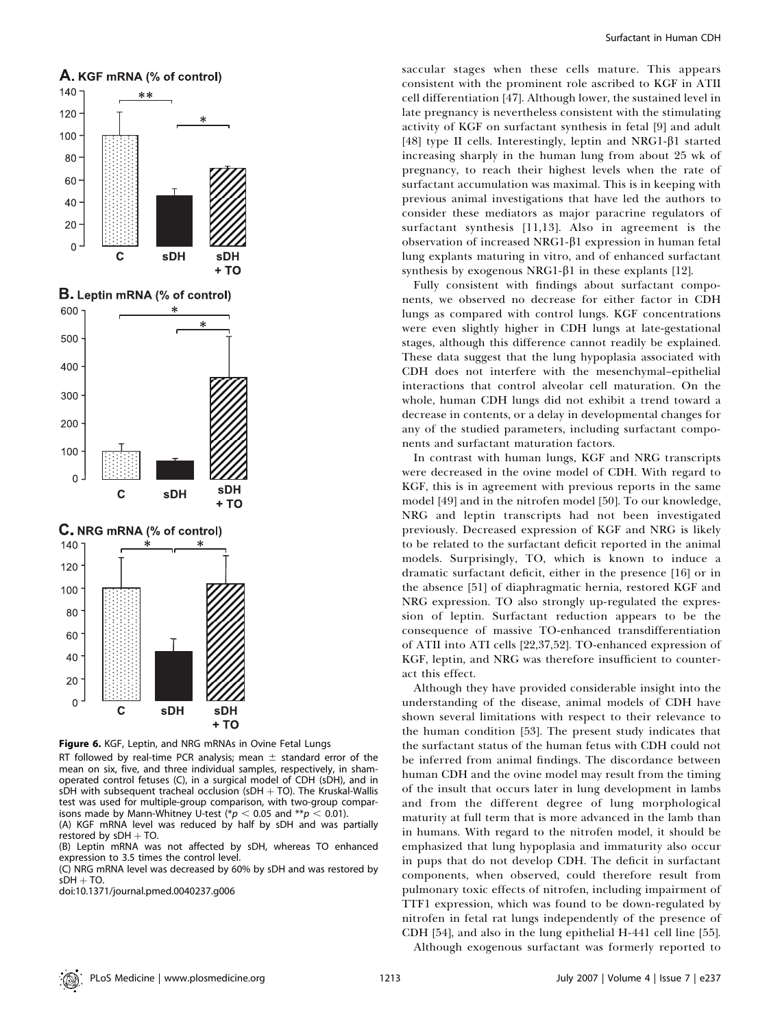**Figure 6.** KGF, Leptin, and NRG mRNAs in Ovine Fetal Lungs

RT followed by real-time PCR analysis; mean ± standard error of the mean on six, five, and three individual samples, respectively, in sham-operated control fetuses (C), in a surgical model of CDH (sDH), and in sDH with subsequent tracheal occlusion (sDH + TO). The Kruskal-Wallis test was used for multiple-group comparison, with two-group comparisons made by Mann-Whitney U-test (* $p < 0.05$ and ** $p < 0.01$).

(A) KGF mRNA level was reduced by half by sDH and was partially restored by sDH + TO.

(B) Leptin mRNA was not affected by sDH, whereas TO enhanced expression to 3.5 times the control level.

(C) NRG mRNA level was decreased by 60% by sDH and was restored by sDH + TO.

doi:10.1371/journal.pmed.0040237.g006

saccular stages when these cells mature. This appears consistent with the prominent role ascribed to KGF in ATII cell differentiation [47]. Although lower, the sustained level in late pregnancy is nevertheless consistent with the stimulating activity of KGF on surfactant synthesis in fetal [9] and adult [48] type II cells. Interestingly, leptin and NRG1-β1 started increasing sharply in the human lung from about 25 wk of pregnancy, to reach their highest levels when the rate of surfactant accumulation was maximal. This is in keeping with previous animal investigations that have led the authors to consider these mediators as major paracrine regulators of surfactant synthesis [11,13]. Also in agreement is the observation of increased NRG1-β1 expression in human fetal lung explants maturing in vitro, and of enhanced surfactant synthesis by exogenous NRG1-β1 in these explants [12].

Fully consistent with findings about surfactant components, we observed no decrease for either factor in CDH lungs as compared with control lungs. KGF concentrations were even slightly higher in CDH lungs at late-gestational stages, although this difference cannot readily be explained. These data suggest that the lung hypoplasia associated with CDH does not interfere with the mesenchymal–epithelial interactions that control alveolar cell maturation. On the whole, human CDH lungs did not exhibit a trend toward a decrease in contents, or a delay in developmental changes for any of the studied parameters, including surfactant components and surfactant maturation factors.

In contrast with human lungs, KGF and NRG transcripts were decreased in the ovine model of CDH. With regard to KGF, this is in agreement with previous reports in the same model [49] and in the nitrofen model [50]. To our knowledge, NRG and leptin transcripts had not been investigated previously. Decreased expression of KGF and NRG is likely to be related to the surfactant deficit reported in the animal models. Surprisingly, TO, which is known to induce a dramatic surfactant deficit, either in the presence [16] or in the absence [51] of diaphragmatic hernia, restored KGF and NRG expression. TO also strongly up-regulated the expression of leptin. Surfactant reduction appears to be the consequence of massive TO-enhanced transdifferentiation of ATII into ATI cells [22,37,52]. TO-enhanced expression of KGF, leptin, and NRG was therefore insufficient to counteract this effect.

Although they have provided considerable insight into the understanding of the disease, animal models of CDH have shown several limitations with respect to their relevance to the human condition [53]. The present study indicates that the surfactant status of the human fetus with CDH could not be inferred from animal findings. The discordance between human CDH and the ovine model may result from the timing of the insult that occurs later in lung development in lambs and from the different degree of lung morphological maturity at full term that is more advanced in the lamb than in humans. With regard to the nitrofen model, it should be emphasized that lung hypoplasia and immaturity also occur in pups that do not develop CDH. The deficit in surfactant components, when observed, could therefore result from pulmonary toxic effects of nitrofen, including impairment of TTF1 expression, which was found to be down-regulated by nitrofen in fetal rat lungs independently of the presence of CDH [54], and also in the lung epithelial H-441 cell line [55].

Although exogenous surfactant was formerly reported to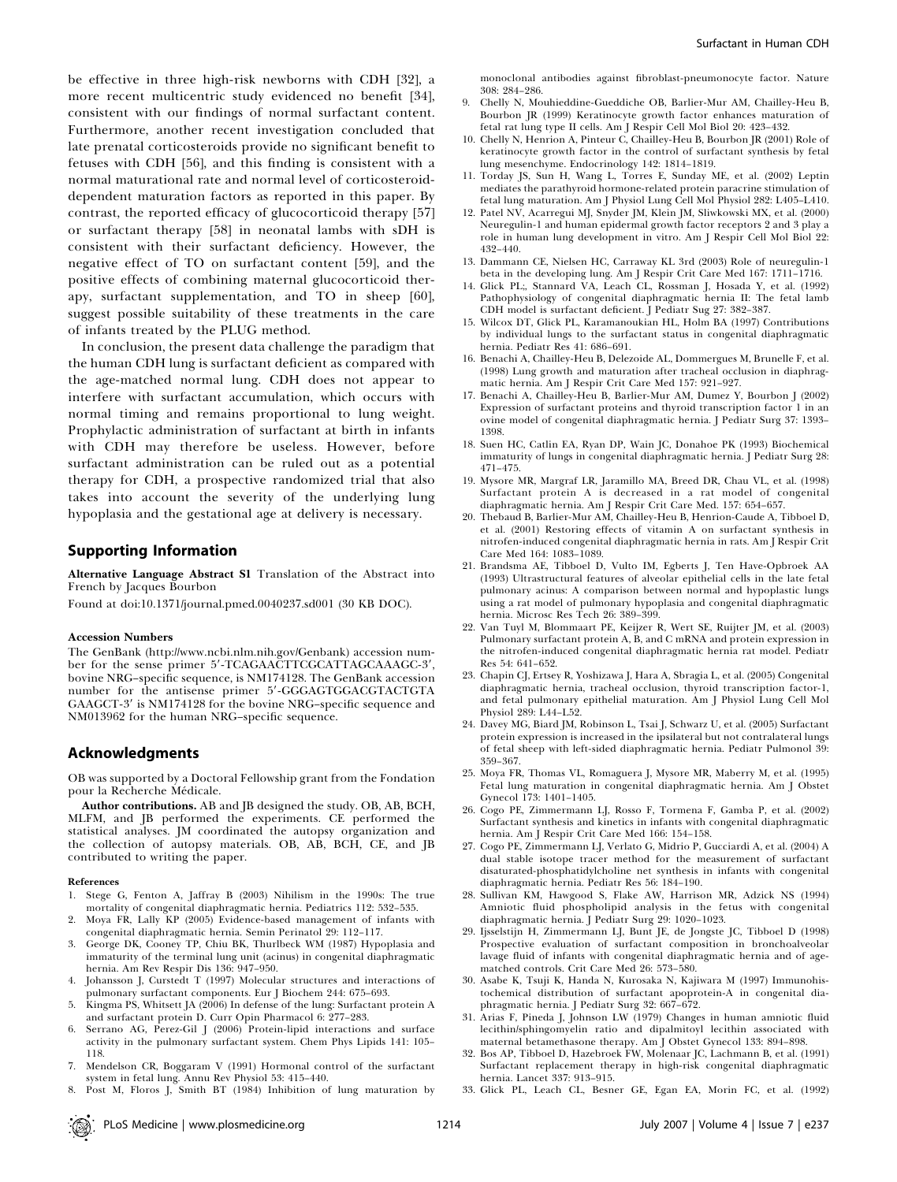be effective in three high-risk newborns with CDH [32], a more recent multicentric study evidenced no benefit [34], consistent with our findings of normal surfactant content. Furthermore, another recent investigation concluded that late prenatal corticosteroids provide no significant benefit to fetuses with CDH [56], and this finding is consistent with a normal maturational rate and normal level of corticosteroid-dependent maturation factors as reported in this paper. By contrast, the reported efficacy of glucocorticoid therapy [57] or surfactant therapy [58] in neonatal lambs with sDH is consistent with their surfactant deficiency. However, the negative effect of TO on surfactant content [59], and the positive effects of combining maternal glucocorticoid therapy, surfactant supplementation, and TO in sheep [60], suggest possible suitability of these treatments in the care of infants treated by the PLUG method.

In conclusion, the present data challenge the paradigm that the human CDH lung is surfactant deficient as compared with the age-matched normal lung. CDH does not appear to interfere with surfactant accumulation, which occurs with normal timing and remains proportional to lung weight. Prophylactic administration of surfactant at birth in infants with CDH may therefore be useless. However, before surfactant administration can be ruled out as a potential therapy for CDH, a prospective randomized trial that also takes into account the severity of the underlying lung hypoplasia and the gestational age at delivery is necessary.

## Supporting Information

**Alternative Language Abstract S1** Translation of the Abstract into French by Jacques Bourbon

Found at doi:10.1371/journal.pmed.0040237.sd001 (30 KB DOC).

**Accession Numbers**

The GenBank (http://www.ncbi.nlm.nih.gov/Genbank) accession number for the sense primer 5′-TCAGAACTTCGCATTAGCAAAGC-3′, bovine NRG–specific sequence, is NM174128. The GenBank accession number for the antisense primer 5′-GGGAGTGGACGTACTGTA GAAGCT-3′ is NM174128 for the bovine NRG–specific sequence and NM013962 for the human NRG–specific sequence.

## Acknowledgments

OB was supported by a Doctoral Fellowship grant from the Fondation pour la Recherche Médicale.

**Author contributions.** AB and JB designed the study. OB, AB, BCH, MLFM, and JB performed the experiments. CE performed the statistical analyses. JM coordinated the autopsy organization and the collection of autopsy materials. OB, AB, BCH, CE, and JB contributed to writing the paper.

### References

1. Stege G, Fenton A, Jaffray B (2003) Nihilism in the 1990s: The true mortality of congenital diaphragmatic hernia. Pediatrics 112: 532–535.
2. Moya FR, Lally KP (2005) Evidence-based management of infants with congenital diaphragmatic hernia. Semin Perinatol 29: 112–117.
3. George DK, Cooney TP, Chiu BK, Thurlbeck WM (1987) Hypoplasia and immaturity of the terminal lung unit (acinus) in congenital diaphragmatic hernia. Am Rev Respir Dis 136: 947–950.
4. Johansson J, Curstedt T (1997) Molecular structures and interactions of pulmonary surfactant components. Eur J Biochem 244: 675–693.
5. Kingma PS, Whitsett JA (2006) In defense of the lung: Surfactant protein A and surfactant protein D. Curr Opin Pharmacol 6: 277–283.
6. Serrano AG, Perez-Gil J (2006) Protein-lipid interactions and surface activity in the pulmonary surfactant system. Chem Phys Lipids 141: 105–118.
7. Mendelson CR, Boggaram V (1991) Hormonal control of the surfactant system in fetal lung. Annu Rev Physiol 53: 415–440.
8. Post M, Floros J, Smith BT (1984) Inhibition of lung maturation by monoclonal antibodies against fibroblast-pneumonocyte factor. Nature 308: 284–286.
9. Chelly N, Mouhieddine-Gueddiche OB, Barlier-Mur AM, Chailley-Heu B, Bourbon JR (1999) Keratinocyte growth factor enhances maturation of fetal rat lung type II cells. Am J Respir Cell Mol Biol 20: 423–432.
10. Chelly N, Henrion A, Pinteur C, Chailley-Heu B, Bourbon JR (2001) Role of keratinocyte growth factor in the control of surfactant synthesis by fetal lung mesenchyme. Endocrinology 142: 1814–1819.
11. Torday JS, Sun H, Wang L, Torres E, Sunday ME, et al. (2002) Leptin mediates the parathyroid hormone-related protein paracrine stimulation of fetal lung maturation. Am J Physiol Lung Cell Mol Physiol 282: L405–L410.
12. Patel NV, Acarregui MJ, Snyder JM, Klein JM, Sliwkowski MX, et al. (2000) Neuregulin-1 and human epidermal growth factor receptors 2 and 3 play a role in human lung development in vitro. Am J Respir Cell Mol Biol 22: 432–440.
13. Dammann CE, Nielsen HC, Carraway KL 3rd (2003) Role of neuregulin-1 beta in the developing lung. Am J Respir Crit Care Med 167: 1711–1716.
14. Glick PL,, Stannard VA, Leach CL, Rossman J, Hosada Y, et al. (1992) Pathophysiology of congenital diaphragmatic hernia II: The fetal lamb CDH model is surfactant deficient. J Pediatr Sug 27: 382–387.
15. Wilcox DT, Glick PL, Karamanoukian HL, Holm BA (1997) Contributions by individual lungs to the surfactant status in congenital diaphragmatic hernia. Pediatr Res 41: 686–691.
16. Benachi A, Chailley-Heu B, Delezoide AL, Dommergues M, Brunelle F, et al. (1998) Lung growth and maturation after tracheal occlusion in diaphragmatic hernia. Am J Respir Crit Care Med 157: 921–927.
17. Benachi A, Chailley-Heu B, Barlier-Mur AM, Dumez Y, Bourbon J (2002) Expression of surfactant proteins and thyroid transcription factor 1 in an ovine model of congenital diaphragmatic hernia. J Pediatr Surg 37: 1393–1398.
18. Suen HC, Catlin EA, Ryan DP, Wain JC, Donahoe PK (1993) Biochemical immaturity of lungs in congenital diaphragmatic hernia. J Pediatr Surg 28: 471–475.
19. Mysore MR, Margraf LR, Jaramillo MA, Breed DR, Chau VL, et al. (1998) Surfactant protein A is decreased in a rat model of congenital diaphragmatic hernia. Am J Respir Crit Care Med. 157: 654–657.
20. Thebaud B, Barlier-Mur AM, Chailley-Heu B, Henrion-Caude A, Tibboel D, et al. (2001) Restoring effects of vitamin A on surfactant synthesis in nitrofen-induced congenital diaphragmatic hernia in rats. Am J Respir Crit Care Med 164: 1083–1089.
21. Brandsma AE, Tibboel D, Vulto IM, Egberts J, Ten Have-Opbroek AA (1993) Ultrastructural features of alveolar epithelial cells in the late fetal pulmonary acinus: A comparison between normal and hypoplastic lungs using a rat model of pulmonary hypoplasia and congenital diaphragmatic hernia. Microsc Res Tech 26: 389–399.
22. Van Tuyl M, Blommaart PE, Keijzer R, Wert SE, Ruijter JM, et al. (2003) Pulmonary surfactant protein A, B, and C mRNA and protein expression in the nitrofen-induced congenital diaphragmatic hernia rat model. Pediatr Res 54: 641–652.
23. Chapin CJ, Ertsey R, Yoshizawa J, Hara A, Sbragia L, et al. (2005) Congenital diaphragmatic hernia, tracheal occlusion, thyroid transcription factor-1, and fetal pulmonary epithelial maturation. Am J Physiol Lung Cell Mol Physiol 289: L44–L52.
24. Davey MG, Biard JM, Robinson L, Tsai J, Schwarz U, et al. (2005) Surfactant protein expression is increased in the ipsilateral but not contralateral lungs of fetal sheep with left-sided diaphragmatic hernia. Pediatr Pulmonol 39: 359–367.
25. Moya FR, Thomas VL, Romaguera J, Mysore MR, Maberry M, et al. (1995) Fetal lung maturation in congenital diaphragmatic hernia. Am J Obstet Gynecol 173: 1401–1405.
26. Cogo PE, Zimmermann LJ, Rosso F, Tormena F, Gamba P, et al. (2002) Surfactant synthesis and kinetics in infants with congenital diaphragmatic hernia. Am J Respir Crit Care Med 166: 154–158.
27. Cogo PE, Zimmermann LJ, Verlato G, Midrio P, Gucciardi A, et al. (2004) A dual stable isotope tracer method for the measurement of surfactant disaturated-phosphatidylcholine net synthesis in infants with congenital diaphragmatic hernia. Pediatr Res 56: 184–190.
28. Sullivan KM, Hawgood S, Flake AW, Harrison MR, Adzick NS (1994) Amniotic fluid phospholipid analysis in the fetus with congenital diaphragmatic hernia. J Pediatr Surg 29: 1020–1023.
29. Ijsselstijn H, Zimmermann LJ, Bunt JE, de Jongste JC, Tibboel D (1998) Prospective evaluation of surfactant composition in bronchoalveolar lavage fluid of infants with congenital diaphragmatic hernia and of age-matched controls. Crit Care Med 26: 573–580.
30. Asabe K, Tsuji K, Handa N, Kurosaka N, Kajiwara M (1997) Immunohistochemical distribution of surfactant apoprotein-A in congenital diaphragmatic hernia. J Pediatr Surg 32: 667–672.
31. Arias F, Pineda J, Johnson LW (1979) Changes in human amniotic fluid lecithin/sphingomyelin ratio and dipalmitoyl lecithin associated with maternal betamethasone therapy. Am J Obstet Gynecol 133: 894–898.
32. Bos AP, Tibboel D, Hazebroek FW, Molenaar JC, Lachmann B, et al. (1991) Surfactant replacement therapy in high-risk congenital diaphragmatic hernia. Lancet 337: 913–915.
33. Glick PL, Leach CL, Besner GE, Egan EA, Morin FC, et al. (1992)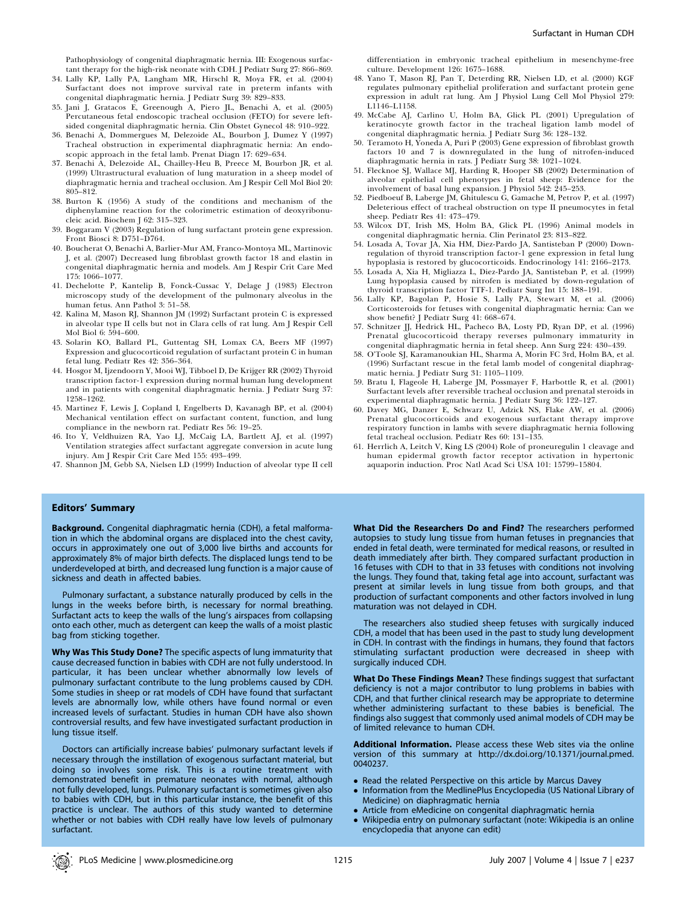Pathophysiology of congenital diaphragmatic hernia. III: Exogenous surfactant therapy for the high-risk neonate with CDH. J Pediatr Surg 27: 866–869.

34. Lally KP, Lally PA, Langham MR, Hirschl R, Moya FR, et al. (2004) Surfactant does not improve survival rate in preterm infants with congenital diaphragmatic hernia. J Pediatr Surg 39: 829–833.
35. Jani J, Gratacos E, Greenough A, Piero JL, Benachi A, et al. (2005) Percutaneous fetal endoscopic tracheal occlusion (FETO) for severe left-sided congenital diaphragmatic hernia. Clin Obstet Gynecol 48: 910–922.
36. Benachi A, Dommergues M, Delezoide AL, Bourbon J, Dumez Y (1997) Tracheal obstruction in experimental diaphragmatic hernia: An endoscopic approach in the fetal lamb. Prenat Diagn 17: 629–634.
37. Benachi A, Delezoide AL, Chailley-Heu B, Preece M, Bourbon JR, et al. (1999) Ultrastructural evaluation of lung maturation in a sheep model of diaphragmatic hernia and tracheal occlusion. Am J Respir Cell Mol Biol 20: 805–812.
38. Burton K (1956) A study of the conditions and mechanism of the diphenylamine reaction for the colorimetric estimation of deoxyribonucleic acid. Biochem J 62: 315–323.
39. Boggaram V (2003) Regulation of lung surfactant protein gene expression. Front Biosci 8: D751–D764.
40. Boucherat O, Benachi A, Barlier-Mur AM, Franco-Montoya ML, Martinovic J, et al. (2007) Decreased lung fibroblast growth factor 18 and elastin in congenital diaphragmatic hernia and models. Am J Respir Crit Care Med 175: 1066–1077.
41. Dechelotte P, Kantelip B, Fonck-Cussac Y, Delage J (1983) Electron microscopy study of the development of the pulmonary alveolus in the human fetus. Ann Pathol 3: 51–58.
42. Kalina M, Mason RJ, Shannon JM (1992) Surfactant protein C is expressed in alveolar type II cells but not in Clara cells of rat lung. Am J Respir Cell Mol Biol 6: 594–600.
43. Solarin KO, Ballard PL, Guttentag SH, Lomax CA, Beers MF (1997) Expression and glucocorticoid regulation of surfactant protein C in human fetal lung. Pediatr Res 42: 356–364.
44. Hosgor M, Ijzendoorn Y, Mooi WJ, Tibboel D, De Krijger RR (2002) Thyroid transcription factor-1 expression during normal human lung development and in patients with congenital diaphragmatic hernia. J Pediatr Surg 37: 1258–1262.
45. Martinez F, Lewis J, Copland I, Engelberts D, Kavanagh BP, et al. (2004) Mechanical ventilation effect on surfactant content, function, and lung compliance in the newborn rat. Pediatr Res 56: 19–25.
46. Ito Y, Veldhuizen RA, Yao LJ, McCaig LA, Bartlett AJ, et al. (1997) Ventilation strategies affect surfactant aggregate conversion in acute lung injury. Am J Respir Crit Care Med 155: 493–499.
47. Shannon JM, Gebb SA, Nielsen LD (1999) Induction of alveolar type II cell differentiation in embryonic tracheal epithelium in mesenchyme-free culture. Development 126: 1675–1688.
48. Yano T, Mason RJ, Pan T, Deterding RR, Nielsen LD, et al. (2000) KGF regulates pulmonary epithelial proliferation and surfactant protein gene expression in adult rat lung. Am J Physiol Lung Cell Mol Physiol 279: L1146–L1158.
49. McCabe AJ, Carlino U, Holm BA, Glick PL (2001) Upregulation of keratinocyte growth factor in the tracheal ligation lamb model of congenital diaphragmatic hernia. J Pediatr Surg 36: 128–132.
50. Teramoto H, Yoneda A, Puri P (2003) Gene expression of fibroblast growth factors 10 and 7 is downregulated in the lung of nitrofen-induced diaphragmatic hernia in rats. J Pediatr Surg 38: 1021–1024.
51. Flecknoe SJ, Wallace MJ, Harding R, Hooper SB (2002) Determination of alveolar epithelial cell phenotypes in fetal sheep: Evidence for the involvement of basal lung expansion. J Physiol 542: 245–253.
52. Piedboeuf B, Laberge JM, Ghitulescu G, Gamache M, Petrov P, et al. (1997) Deleterious effect of tracheal obstruction on type II pneumocytes in fetal sheep. Pediatr Res 41: 473–479.
53. Wilcox DT, Irish MS, Holm BA, Glick PL (1996) Animal models in congenital diaphragmatic hernia. Clin Perinatol 23: 813–822.
54. Losada A, Tovar JA, Xia HM, Diez-Pardo JA, Santisteban P (2000) Down-regulation of thyroid transcription factor-1 gene expression in fetal lung hypoplasia is restored by glucocorticoids. Endocrinology 141: 2166–2173.
55. Losada A, Xia H, Migliazza L, Diez-Pardo JA, Santisteban P, et al. (1999) Lung hypoplasia caused by nitrofen is mediated by down-regulation of thyroid transcription factor TTF-1. Pediatr Surg Int 15: 188–191.
56. Lally KP, Bagolan P, Hosie S, Lally PA, Stewart M, et al. (2006) Corticosteroids for fetuses with congenital diaphragmatic hernia: Can we show benefit? J Pediatr Surg 41: 668–674.
57. Schnitzer JJ, Hedrick HL, Pacheco BA, Losty PD, Ryan DP, et al. (1996) Prenatal glucocorticoid therapy reverses pulmonary immaturity in congenital diaphragmatic hernia in fetal sheep. Ann Surg 224: 430–439.
58. O'Toole SJ, Karamanoukian HL, Sharma A, Morin FC 3rd, Holm BA, et al. (1996) Surfactant rescue in the fetal lamb model of congenital diaphragmatic hernia. J Pediatr Surg 31: 1105–1109.
59. Bratu I, Flageole H, Laberge JM, Possmayer F, Harbottle R, et al. (2001) Surfactant levels after reversible tracheal occlusion and prenatal steroids in experimental diaphragmatic hernia. J Pediatr Surg 36: 122–127.
60. Davey MG, Danzer E, Schwarz U, Adzick NS, Flake AW, et al. (2006) Prenatal glucocorticoids and exogenous surfactant therapy improve respiratory function in lambs with severe diaphragmatic hernia following fetal tracheal occlusion. Pediatr Res 60: 131–135.
61. Herrlich A, Leitch V, King LS (2004) Role of proneuregulin 1 cleavage and human epidermal growth factor receptor activation in hypertonic aquaporin induction. Proc Natl Acad Sci USA 101: 15799–15804.

## Editors' Summary

**Background.** Congenital diaphragmatic hernia (CDH), a fetal malformation in which the abdominal organs are displaced into the chest cavity, occurs in approximately one out of 3,000 live births and accounts for approximately 8% of major birth defects. The displaced lungs tend to be underdeveloped at birth, and decreased lung function is a major cause of sickness and death in affected babies.

Pulmonary surfactant, a substance naturally produced by cells in the lungs in the weeks before birth, is necessary for normal breathing. Surfactant acts to keep the walls of the lung's airspaces from collapsing onto each other, much as detergent can keep the walls of a moist plastic bag from sticking together.

**Why Was This Study Done?** The specific aspects of lung immaturity that cause decreased function in babies with CDH are not fully understood. In particular, it has been unclear whether abnormally low levels of pulmonary surfactant contribute to the lung problems caused by CDH. Some studies in sheep or rat models of CDH have found that surfactant levels are abnormally low, while others have found normal or even increased levels of surfactant. Studies in human CDH have also shown controversial results, and few have investigated surfactant production in lung tissue itself.

Doctors can artificially increase babies' pulmonary surfactant levels if necessary through the instillation of exogenous surfactant material, but doing so involves some risk. This is a routine treatment with demonstrated benefit in premature neonates with normal, although not fully developed, lungs. Pulmonary surfactant is sometimes given also to babies with CDH, but in this particular instance, the benefit of this practice is unclear. The authors of this study wanted to determine whether or not babies with CDH really have low levels of pulmonary surfactant.

**What Did the Researchers Do and Find?** The researchers performed autopsies to study lung tissue from human fetuses in pregnancies that ended in fetal death, were terminated for medical reasons, or resulted in death immediately after birth. They compared surfactant production in 16 fetuses with CDH to that in 33 fetuses with conditions not involving the lungs. They found that, taking fetal age into account, surfactant was present at similar levels in lung tissue from both groups, and that production of surfactant components and other factors involved in lung maturation was not delayed in CDH.

The researchers also studied sheep fetuses with surgically induced CDH, a model that has been used in the past to study lung development in CDH. In contrast with the findings in humans, they found that factors stimulating surfactant production were decreased in sheep with surgically induced CDH.

**What Do These Findings Mean?** These findings suggest that surfactant deficiency is not a major contributor to lung problems in babies with CDH, and that further clinical research may be appropriate to determine whether administering surfactant to these babies is beneficial. The findings also suggest that commonly used animal models of CDH may be of limited relevance to human CDH.

**Additional Information.** Please access these Web sites via the online version of this summary at http://dx.doi.org/10.1371/journal.pmed.0040237.

- Read the related Perspective on this article by Marcus Davey
- Information from the MedlinePlus Encyclopedia (US National Library of Medicine) on diaphragmatic hernia
- Article from eMedicine on congenital diaphragmatic hernia
- Wikipedia entry on pulmonary surfactant (note: Wikipedia is an online encyclopedia that anyone can edit)